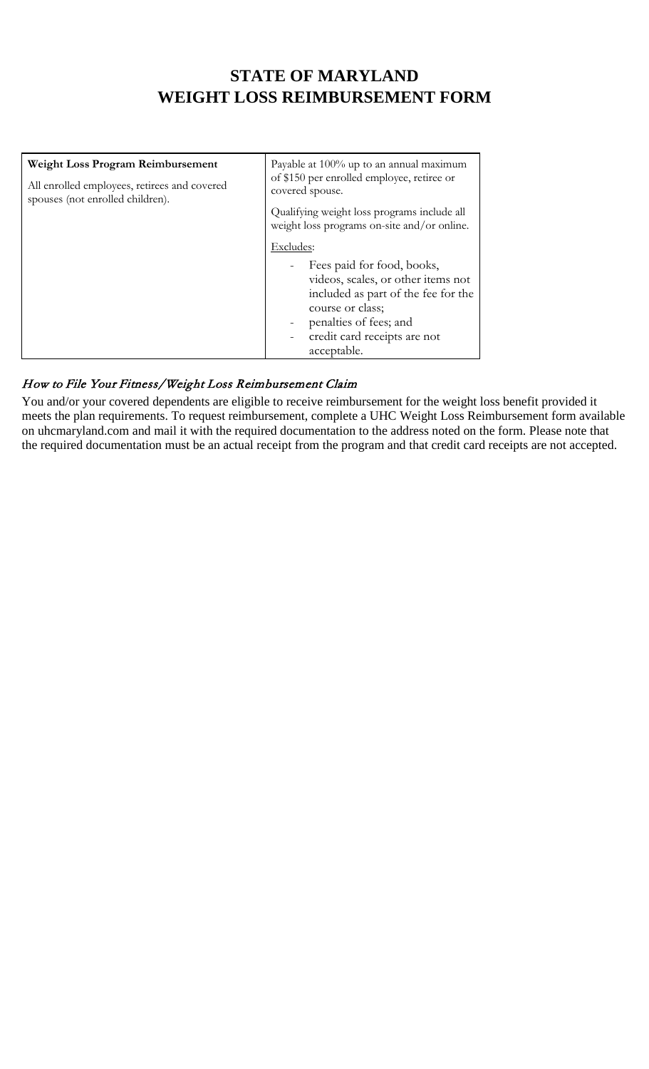# STATE OF MARYLAND
# WEIGHT LOSS REIMBURSEMENT FORM

| **Weight Loss Program Reimbursement**<br><br>All enrolled employees, retirees and covered spouses (not enrolled children). | Payable at 100% up to an annual maximum of $150 per enrolled employee, retiree or covered spouse.<br><br>Qualifying weight loss programs include all weight loss programs on-site and/or online.<br><br>Excludes:<br>- Fees paid for food, books, videos, scales, or other items not included as part of the fee for the course or class;<br>- penalties of fees; and<br>- credit card receipts are not acceptable. |
|---|---|

### *How to File Your Fitness/Weight Loss Reimbursement Claim*

You and/or your covered dependents are eligible to receive reimbursement for the weight loss benefit provided it meets the plan requirements. To request reimbursement, complete a UHC Weight Loss Reimbursement form available on uhcmaryland.com and mail it with the required documentation to the address noted on the form. Please note that the required documentation must be an actual receipt from the program and that credit card receipts are not accepted.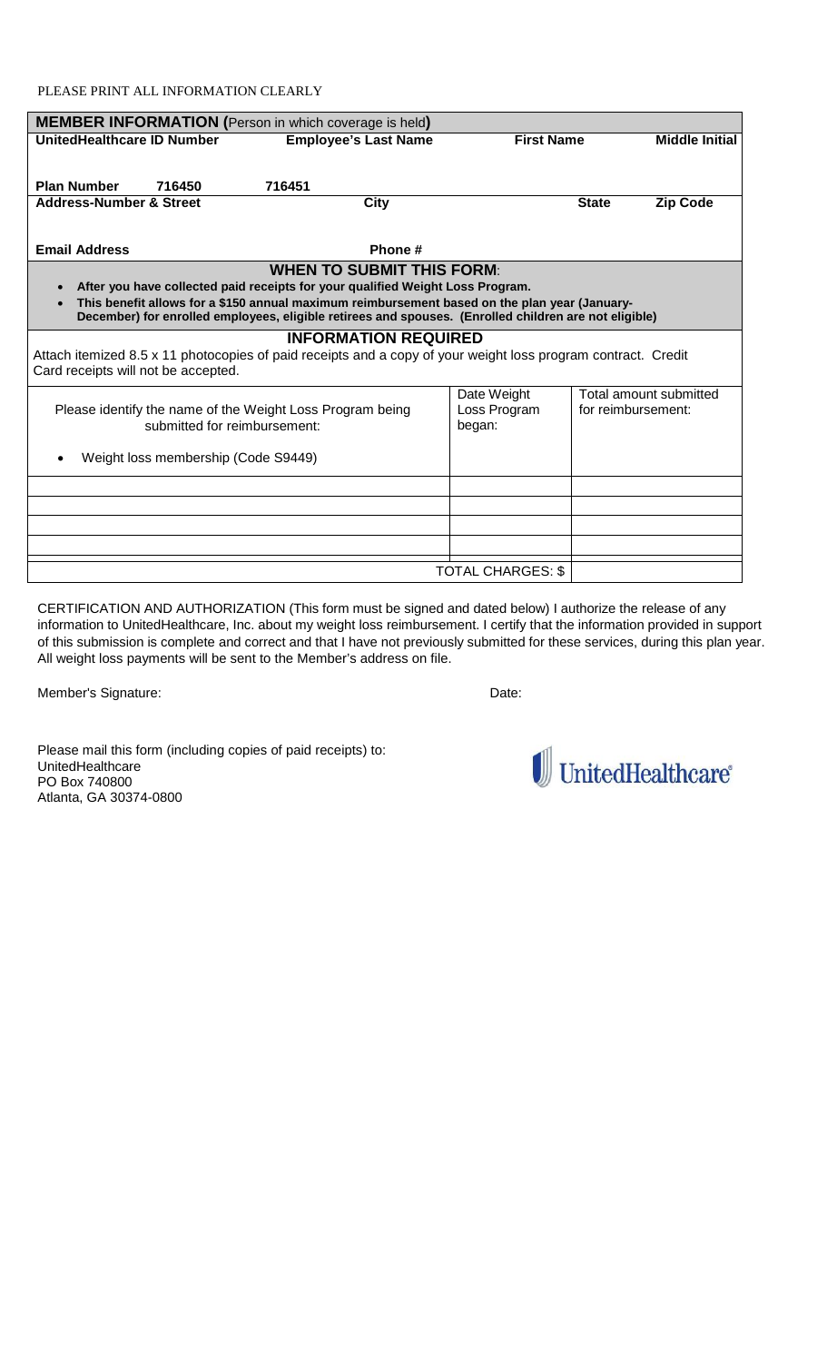PLEASE PRINT ALL INFORMATION CLEARLY

| **MEMBER INFORMATION (**Person in which coverage is held**)** | | | |
|---|---|---|---|
| **UnitedHealthcare ID Number** | **Employee's Last Name** | **First Name** | **Middle Initial** |
| | | | |
| **Plan Number 716450** | **716451** | | |
| **Address-Number & Street** | **City** | **State** | **Zip Code** |
| | | | |
| **Email Address** | **Phone #** | | |

**WHEN TO SUBMIT THIS FORM**:

- **After you have collected paid receipts for your qualified Weight Loss Program.**
- **This benefit allows for a $150 annual maximum reimbursement based on the plan year (January-December) for enrolled employees, eligible retirees and spouses. (Enrolled children are not eligible)**

**INFORMATION REQUIRED**

Attach itemized 8.5 x 11 photocopies of paid receipts and a copy of your weight loss program contract. Credit Card receipts will not be accepted.

| Please identify the name of the Weight Loss Program being submitted for reimbursement:<br><br>• Weight loss membership (Code S9449) | Date Weight Loss Program began: | Total amount submitted for reimbursement: |
|---|---|---|
| | | |
| | | |
| | | |
| | | |
| | TOTAL CHARGES: $ | |

CERTIFICATION AND AUTHORIZATION (This form must be signed and dated below) I authorize the release of any information to UnitedHealthcare, Inc. about my weight loss reimbursement. I certify that the information provided in support of this submission is complete and correct and that I have not previously submitted for these services, during this plan year. All weight loss payments will be sent to the Member's address on file.

Member's Signature: Date:

Please mail this form (including copies of paid receipts) to:
UnitedHealthcare
PO Box 740800
Atlanta, GA 30374-0800

UnitedHealthcare®